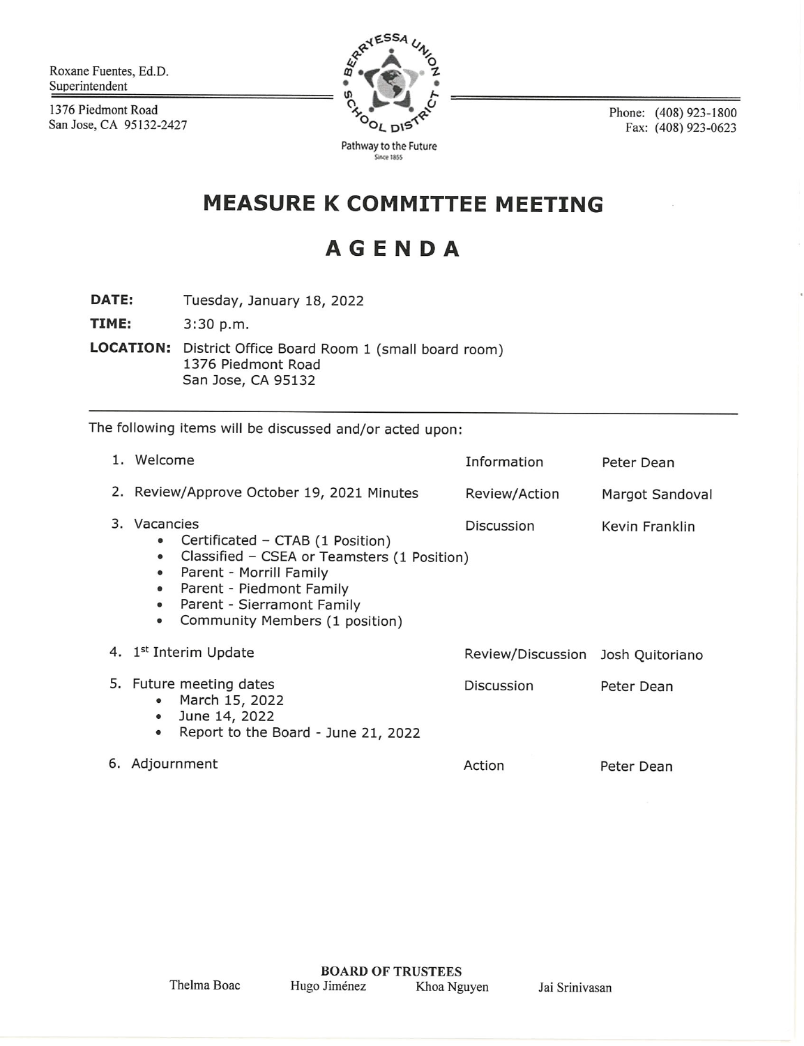Roxane Fuentes, Ed.D.
Superintendent

1376 Piedmont Road
San Jose, CA 95132-2427

BERRYESSA UNION SCHOOL DISTRICT
Pathway to the Future
Since 1855

Phone: (408) 923-1800
Fax: (408) 923-0623

# MEASURE K COMMITTEE MEETING

# AGENDA

**DATE:** Tuesday, January 18, 2022

**TIME:** 3:30 p.m.

**LOCATION:** District Office Board Room 1 (small board room)
1376 Piedmont Road
San Jose, CA 95132

---

The following items will be discussed and/or acted upon:

| | | |
|---|---|---|
| 1. Welcome | Information | Peter Dean |
| 2. Review/Approve October 19, 2021 Minutes | Review/Action | Margot Sandoval |
| 3. Vacancies<br>• Certificated – CTAB (1 Position)<br>• Classified – CSEA or Teamsters (1 Position)<br>• Parent - Morrill Family<br>• Parent - Piedmont Family<br>• Parent - Sierramont Family<br>• Community Members (1 position) | Discussion | Kevin Franklin |
| 4. 1st Interim Update | Review/Discussion | Josh Quitoriano |
| 5. Future meeting dates<br>• March 15, 2022<br>• June 14, 2022<br>• Report to the Board - June 21, 2022 | Discussion | Peter Dean |
| 6. Adjournment | Action | Peter Dean |

**BOARD OF TRUSTEES**

Thelma Boac    Hugo Jiménez    Khoa Nguyen    Jai Srinivasan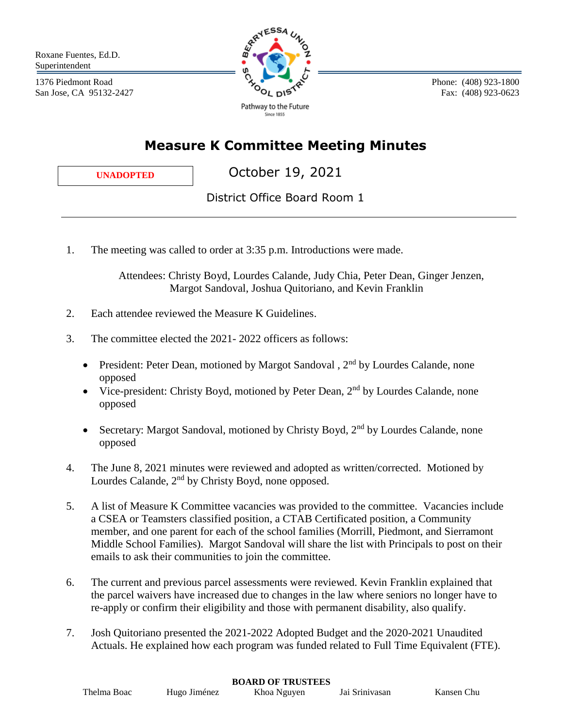Roxane Fuentes, Ed.D.
Superintendent

1376 Piedmont Road
San Jose, CA 95132-2427

Pathway to the Future
Since 1855

Phone: (408) 923-1800
Fax: (408) 923-0623

# Measure K Committee Meeting Minutes

**UNADOPTED**

October 19, 2021

District Office Board Room 1

---

1. The meeting was called to order at 3:35 p.m. Introductions were made.

   Attendees: Christy Boyd, Lourdes Calande, Judy Chia, Peter Dean, Ginger Jenzen, Margot Sandoval, Joshua Quitoriano, and Kevin Franklin

2. Each attendee reviewed the Measure K Guidelines.

3. The committee elected the 2021- 2022 officers as follows:

   - President: Peter Dean, motioned by Margot Sandoval , 2nd by Lourdes Calande, none opposed
   - Vice-president: Christy Boyd, motioned by Peter Dean, 2nd by Lourdes Calande, none opposed
   - Secretary: Margot Sandoval, motioned by Christy Boyd, 2nd by Lourdes Calande, none opposed

4. The June 8, 2021 minutes were reviewed and adopted as written/corrected. Motioned by Lourdes Calande, 2nd by Christy Boyd, none opposed.

5. A list of Measure K Committee vacancies was provided to the committee. Vacancies include a CSEA or Teamsters classified position, a CTAB Certificated position, a Community member, and one parent for each of the school families (Morrill, Piedmont, and Sierramont Middle School Families). Margot Sandoval will share the list with Principals to post on their emails to ask their communities to join the committee.

6. The current and previous parcel assessments were reviewed. Kevin Franklin explained that the parcel waivers have increased due to changes in the law where seniors no longer have to re-apply or confirm their eligibility and those with permanent disability, also qualify.

7. Josh Quitoriano presented the 2021-2022 Adopted Budget and the 2020-2021 Unaudited Actuals. He explained how each program was funded related to Full Time Equivalent (FTE).

**BOARD OF TRUSTEES**

Thelma Boac | Hugo Jiménez | Khoa Nguyen | Jai Srinivasan | Kansen Chu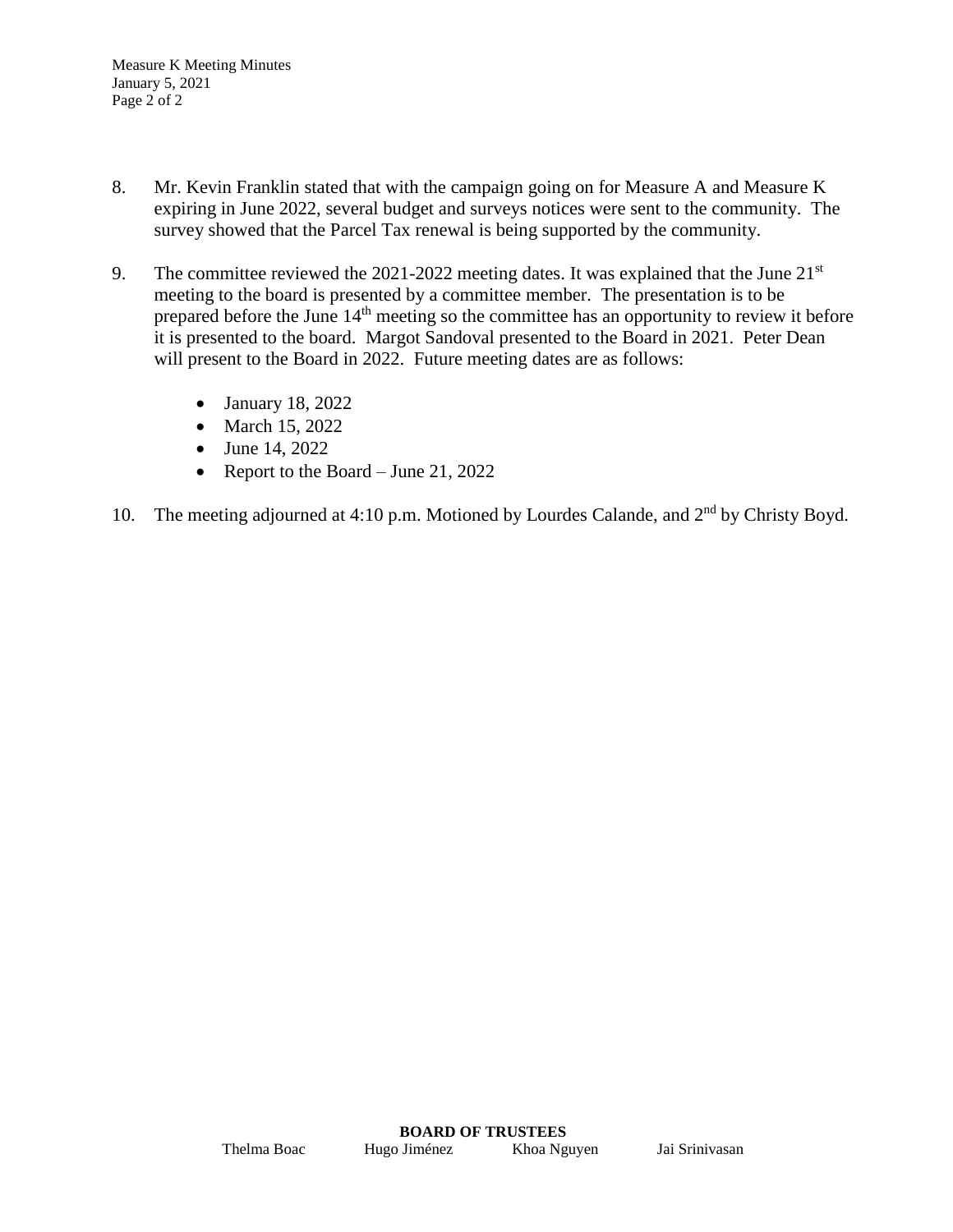8. Mr. Kevin Franklin stated that with the campaign going on for Measure A and Measure K expiring in June 2022, several budget and surveys notices were sent to the community. The survey showed that the Parcel Tax renewal is being supported by the community.

9. The committee reviewed the 2021-2022 meeting dates. It was explained that the June 21st meeting to the board is presented by a committee member. The presentation is to be prepared before the June 14th meeting so the committee has an opportunity to review it before it is presented to the board. Margot Sandoval presented to the Board in 2021. Peter Dean will present to the Board in 2022. Future meeting dates are as follows:

   - January 18, 2022
   - March 15, 2022
   - June 14, 2022
   - Report to the Board – June 21, 2022

10. The meeting adjourned at 4:10 p.m. Motioned by Lourdes Calande, and 2nd by Christy Boyd.

**BOARD OF TRUSTEES**

Thelma Boac Hugo Jiménez Khoa Nguyen Jai Srinivasan